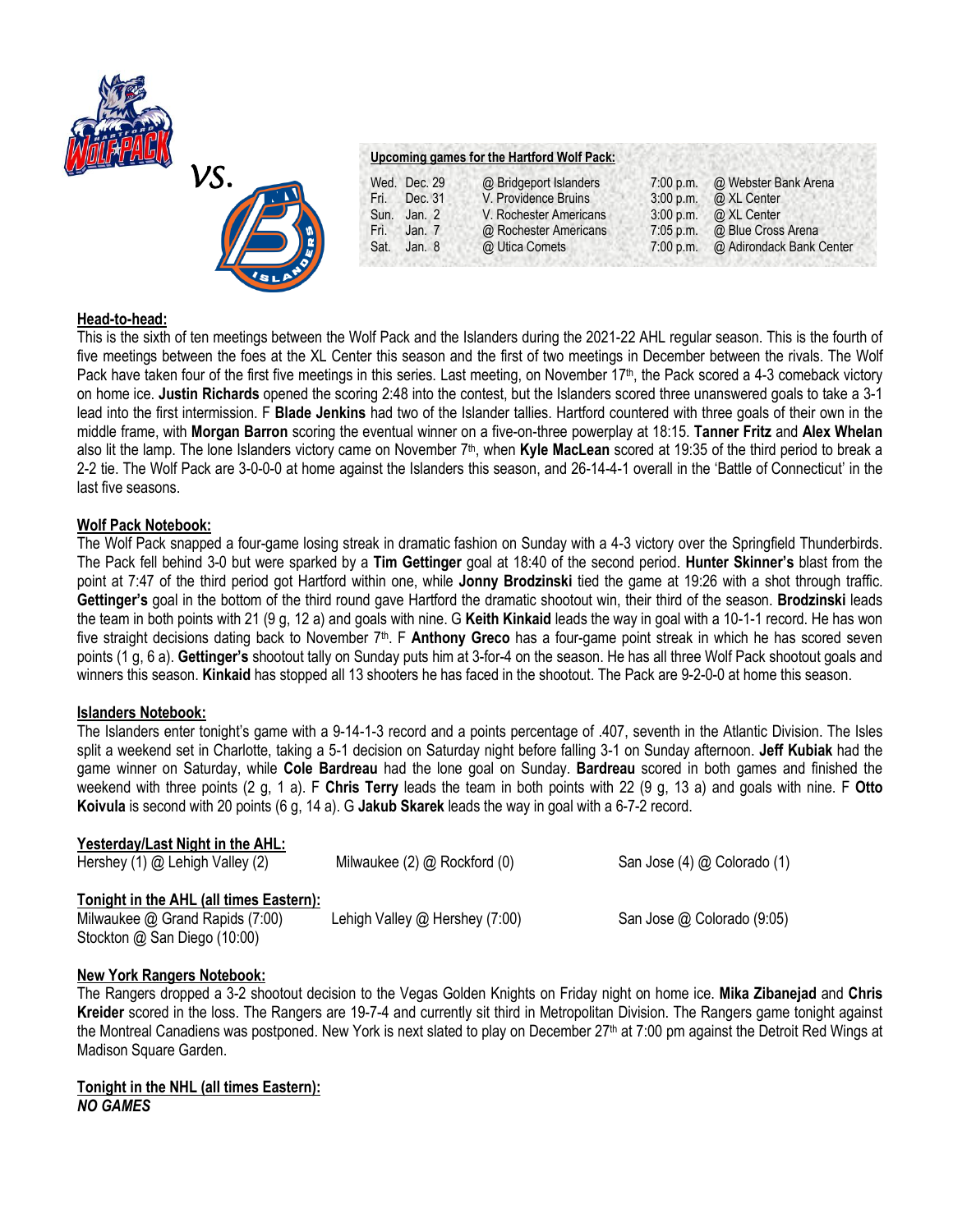vs.

**Upcoming games for the Hartford Wolf Pack:**

| | | | | |
|---|---|---|---|---|
| Wed. | Dec. 29 | @ Bridgeport Islanders | 7:00 p.m. | @ Webster Bank Arena |
| Fri. | Dec. 31 | V. Providence Bruins | 3:00 p.m. | @ XL Center |
| Sun. | Jan. 2 | V. Rochester Americans | 3:00 p.m. | @ XL Center |
| Fri. | Jan. 7 | @ Rochester Americans | 7:05 p.m. | @ Blue Cross Arena |
| Sat. | Jan. 8 | @ Utica Comets | 7:00 p.m. | @ Adirondack Bank Center |

**Head-to-head:**

This is the sixth of ten meetings between the Wolf Pack and the Islanders during the 2021-22 AHL regular season. This is the fourth of five meetings between the foes at the XL Center this season and the first of two meetings in December between the rivals. The Wolf Pack have taken four of the first five meetings in this series. Last meeting, on November 17th, the Pack scored a 4-3 comeback victory on home ice. **Justin Richards** opened the scoring 2:48 into the contest, but the Islanders scored three unanswered goals to take a 3-1 lead into the first intermission. F **Blade Jenkins** had two of the Islander tallies. Hartford countered with three goals of their own in the middle frame, with **Morgan Barron** scoring the eventual winner on a five-on-three powerplay at 18:15. **Tanner Fritz** and **Alex Whelan** also lit the lamp. The lone Islanders victory came on November 7th, when **Kyle MacLean** scored at 19:35 of the third period to break a 2-2 tie. The Wolf Pack are 3-0-0-0 at home against the Islanders this season, and 26-14-4-1 overall in the 'Battle of Connecticut' in the last five seasons.

**Wolf Pack Notebook:**

The Wolf Pack snapped a four-game losing streak in dramatic fashion on Sunday with a 4-3 victory over the Springfield Thunderbirds. The Pack fell behind 3-0 but were sparked by a **Tim Gettinger** goal at 18:40 of the second period. **Hunter Skinner's** blast from the point at 7:47 of the third period got Hartford within one, while **Jonny Brodzinski** tied the game at 19:26 with a shot through traffic. **Gettinger's** goal in the bottom of the third round gave Hartford the dramatic shootout win, their third of the season. **Brodzinski** leads the team in both points with 21 (9 g, 12 a) and goals with nine. G **Keith Kinkaid** leads the way in goal with a 10-1-1 record. He has won five straight decisions dating back to November 7th. F **Anthony Greco** has a four-game point streak in which he has scored seven points (1 g, 6 a). **Gettinger's** shootout tally on Sunday puts him at 3-for-4 on the season. He has all three Wolf Pack shootout goals and winners this season. **Kinkaid** has stopped all 13 shooters he has faced in the shootout. The Pack are 9-2-0-0 at home this season.

**Islanders Notebook:**

The Islanders enter tonight's game with a 9-14-1-3 record and a points percentage of .407, seventh in the Atlantic Division. The Isles split a weekend set in Charlotte, taking a 5-1 decision on Saturday night before falling 3-1 on Sunday afternoon. **Jeff Kubiak** had the game winner on Saturday, while **Cole Bardreau** had the lone goal on Sunday. **Bardreau** scored in both games and finished the weekend with three points (2 g, 1 a). F **Chris Terry** leads the team in both points with 22 (9 g, 13 a) and goals with nine. F **Otto Koivula** is second with 20 points (6 g, 14 a). G **Jakub Skarek** leads the way in goal with a 6-7-2 record.

**Yesterday/Last Night in the AHL:**

Hershey (1) @ Lehigh Valley (2)  Milwaukee (2) @ Rockford (0)  San Jose (4) @ Colorado (1)

**Tonight in the AHL (all times Eastern):**

Milwaukee @ Grand Rapids (7:00)  Lehigh Valley @ Hershey (7:00)  San Jose @ Colorado (9:05)
Stockton @ San Diego (10:00)

**New York Rangers Notebook:**

The Rangers dropped a 3-2 shootout decision to the Vegas Golden Knights on Friday night on home ice. **Mika Zibanejad** and **Chris Kreider** scored in the loss. The Rangers are 19-7-4 and currently sit third in Metropolitan Division. The Rangers game tonight against the Montreal Canadiens was postponed. New York is next slated to play on December 27th at 7:00 pm against the Detroit Red Wings at Madison Square Garden.

**Tonight in the NHL (all times Eastern):**

***NO GAMES***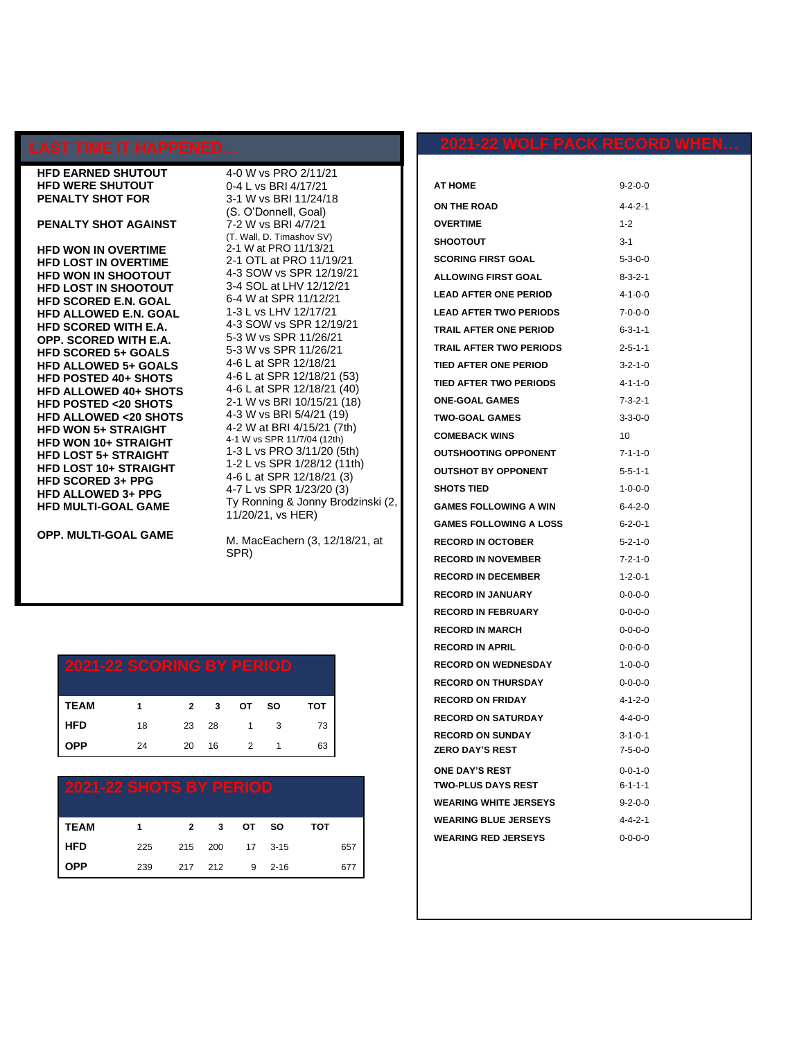## LAST TIME IT HAPPENED…

| | |
|---|---|
| **HFD EARNED SHUTOUT** | 4-0 W vs PRO 2/11/21 |
| **HFD WERE SHUTOUT** | 0-4 L vs BRI 4/17/21 |
| **PENALTY SHOT FOR** | 3-1 W vs BRI 11/24/18 (S. O'Donnell, Goal) |
| **PENALTY SHOT AGAINST** | 7-2 W vs BRI 4/7/21 (T. Wall, D. Timashov SV) |
| **HFD WON IN OVERTIME** | 2-1 W at PRO 11/13/21 |
| **HFD LOST IN OVERTIME** | 2-1 OTL at PRO 11/19/21 |
| **HFD WON IN SHOOTOUT** | 4-3 SOW vs SPR 12/19/21 |
| **HFD LOST IN SHOOTOUT** | 3-4 SOL at LHV 12/12/21 |
| **HFD SCORED E.N. GOAL** | 6-4 W at SPR 11/12/21 |
| **HFD ALLOWED E.N. GOAL** | 1-3 L vs LHV 12/17/21 |
| **HFD SCORED WITH E.A.** | 4-3 SOW vs SPR 12/19/21 |
| **OPP. SCORED WITH E.A.** | 5-3 W vs SPR 11/26/21 |
| **HFD SCORED 5+ GOALS** | 5-3 W vs SPR 11/26/21 |
| **HFD ALLOWED 5+ GOALS** | 4-6 L at SPR 12/18/21 |
| **HFD POSTED 40+ SHOTS** | 4-6 L at SPR 12/18/21 (53) |
| **HFD ALLOWED 40+ SHOTS** | 4-6 L at SPR 12/18/21 (40) |
| **HFD POSTED <20 SHOTS** | 2-1 W vs BRI 10/15/21 (18) |
| **HFD ALLOWED <20 SHOTS** | 4-3 W vs BRI 5/4/21 (19) |
| **HFD WON 5+ STRAIGHT** | 4-2 W at BRI 4/15/21 (7th) |
| **HFD WON 10+ STRAIGHT** | 4-1 W vs SPR 11/7/04 (12th) |
| **HFD LOST 5+ STRAIGHT** | 1-3 L vs PRO 3/11/20 (5th) |
| **HFD LOST 10+ STRAIGHT** | 1-2 L vs SPR 1/28/12 (11th) |
| **HFD SCORED 3+ PPG** | 4-6 L at SPR 12/18/21 (3) |
| **HFD ALLOWED 3+ PPG** | 4-7 L vs SPR 1/23/20 (3) |
| **HFD MULTI-GOAL GAME** | Ty Ronning & Jonny Brodzinski (2, 11/20/21, vs HER) |
| **OPP. MULTI-GOAL GAME** | M. MacEachern (3, 12/18/21, at SPR) |

## 2021-22 SCORING BY PERIOD

| TEAM | 1 | 2 | 3 | OT | SO | TOT |
|---|---|---|---|---|---|---|
| HFD | 18 | 23 | 28 | 1 | 3 | 73 |
| OPP | 24 | 20 | 16 | 2 | 1 | 63 |

## 2021-22 SHOTS BY PERIOD

| TEAM | 1 | 2 | 3 | OT | SO | TOT |
|---|---|---|---|---|---|---|
| HFD | 225 | 215 | 200 | 17 | 3-15 | 657 |
| OPP | 239 | 217 | 212 | 9 | 2-16 | 677 |

## 2021-22 WOLF PACK RECORD WHEN…

| | |
|---|---|
| AT HOME | 9-2-0-0 |
| ON THE ROAD | 4-4-2-1 |
| OVERTIME | 1-2 |
| SHOOTOUT | 3-1 |
| SCORING FIRST GOAL | 5-3-0-0 |
| ALLOWING FIRST GOAL | 8-3-2-1 |
| LEAD AFTER ONE PERIOD | 4-1-0-0 |
| LEAD AFTER TWO PERIODS | 7-0-0-0 |
| TRAIL AFTER ONE PERIOD | 6-3-1-1 |
| TRAIL AFTER TWO PERIODS | 2-5-1-1 |
| TIED AFTER ONE PERIOD | 3-2-1-0 |
| TIED AFTER TWO PERIODS | 4-1-1-0 |
| ONE-GOAL GAMES | 7-3-2-1 |
| TWO-GOAL GAMES | 3-3-0-0 |
| COMEBACK WINS | 10 |
| OUTSHOOTING OPPONENT | 7-1-1-0 |
| OUTSHOT BY OPPONENT | 5-5-1-1 |
| SHOTS TIED | 1-0-0-0 |
| GAMES FOLLOWING A WIN | 6-4-2-0 |
| GAMES FOLLOWING A LOSS | 6-2-0-1 |
| RECORD IN OCTOBER | 5-2-1-0 |
| RECORD IN NOVEMBER | 7-2-1-0 |
| RECORD IN DECEMBER | 1-2-0-1 |
| RECORD IN JANUARY | 0-0-0-0 |
| RECORD IN FEBRUARY | 0-0-0-0 |
| RECORD IN MARCH | 0-0-0-0 |
| RECORD IN APRIL | 0-0-0-0 |
| RECORD ON WEDNESDAY | 1-0-0-0 |
| RECORD ON THURSDAY | 0-0-0-0 |
| RECORD ON FRIDAY | 4-1-2-0 |
| RECORD ON SATURDAY | 4-4-0-0 |
| RECORD ON SUNDAY | 3-1-0-1 |
| ZERO DAY'S REST | 7-5-0-0 |
| ONE DAY'S REST | 0-0-1-0 |
| TWO-PLUS DAYS REST | 6-1-1-1 |
| WEARING WHITE JERSEYS | 9-2-0-0 |
| WEARING BLUE JERSEYS | 4-4-2-1 |
| WEARING RED JERSEYS | 0-0-0-0 |